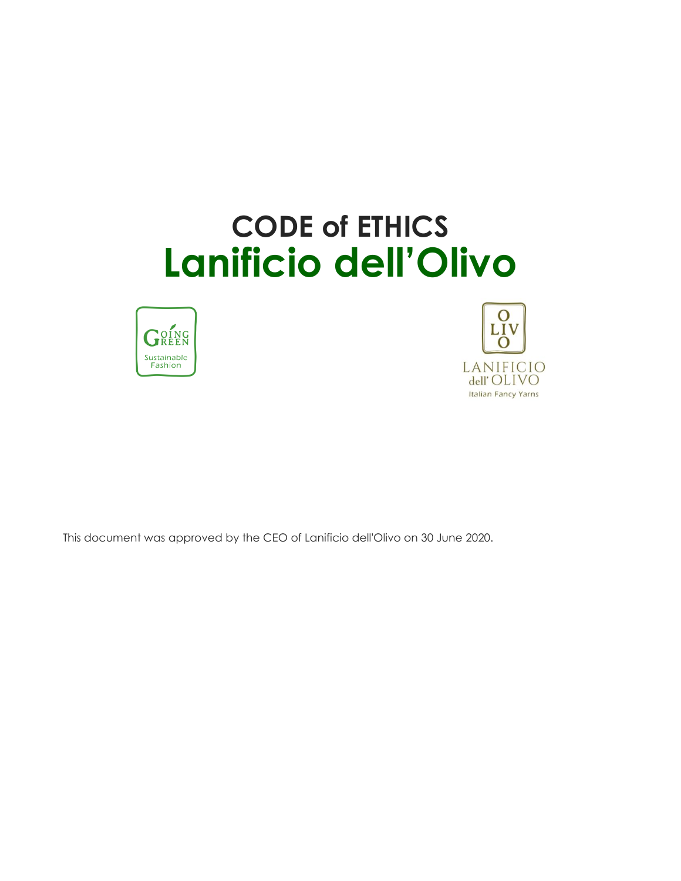# CODE of ETHICS
# Lanificio dell'Olivo

This document was approved by the CEO of Lanificio dell'Olivo on 30 June 2020.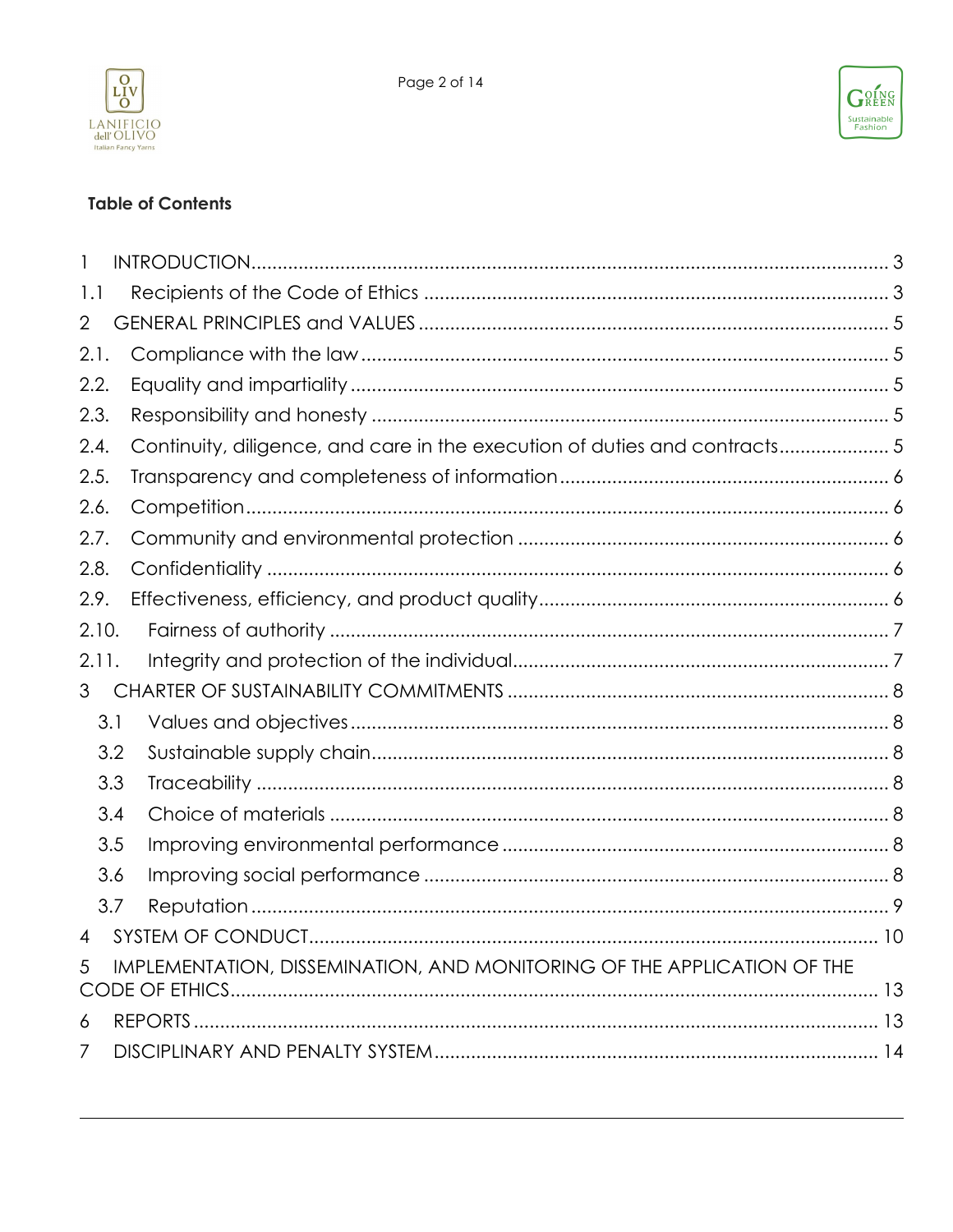**Table of Contents**

1 INTRODUCTION ........................................................................................................ 3

1.1 Recipients of the Code of Ethics ........................................................................ 3

2 GENERAL PRINCIPLES and VALUES ......................................................................... 5

2.1. Compliance with the law .................................................................................... 5

2.2. Equality and impartiality ...................................................................................... 5

2.3. Responsibility and honesty .................................................................................. 5

2.4. Continuity, diligence, and care in the execution of duties and contracts .................... 5

2.5. Transparency and completeness of information ................................................ 6

2.6. Competition ......................................................................................................... 6

2.7. Community and environmental protection ....................................................... 6

2.8. Confidentiality ..................................................................................................... 6

2.9. Effectiveness, efficiency, and product quality .................................................... 6

2.10. Fairness of authority ......................................................................................... 7

2.11. Integrity and protection of the individual ......................................................... 7

3 CHARTER OF SUSTAINABILITY COMMITMENTS ....................................................... 8

3.1 Values and objectives ........................................................................................ 8

3.2 Sustainable supply chain .................................................................................... 8

3.3 Traceability ......................................................................................................... 8

3.4 Choice of materials ............................................................................................ 8

3.5 Improving environmental performance ............................................................. 8

3.6 Improving social performance ........................................................................... 8

3.7 Reputation .......................................................................................................... 9

4 SYSTEM OF CONDUCT ........................................................................................... 10

5 IMPLEMENTATION, DISSEMINATION, AND MONITORING OF THE APPLICATION OF THE CODE OF ETHICS ........................................................................................................ 13

6 REPORTS ................................................................................................................. 13

7 DISCIPLINARY AND PENALTY SYSTEM .................................................................... 14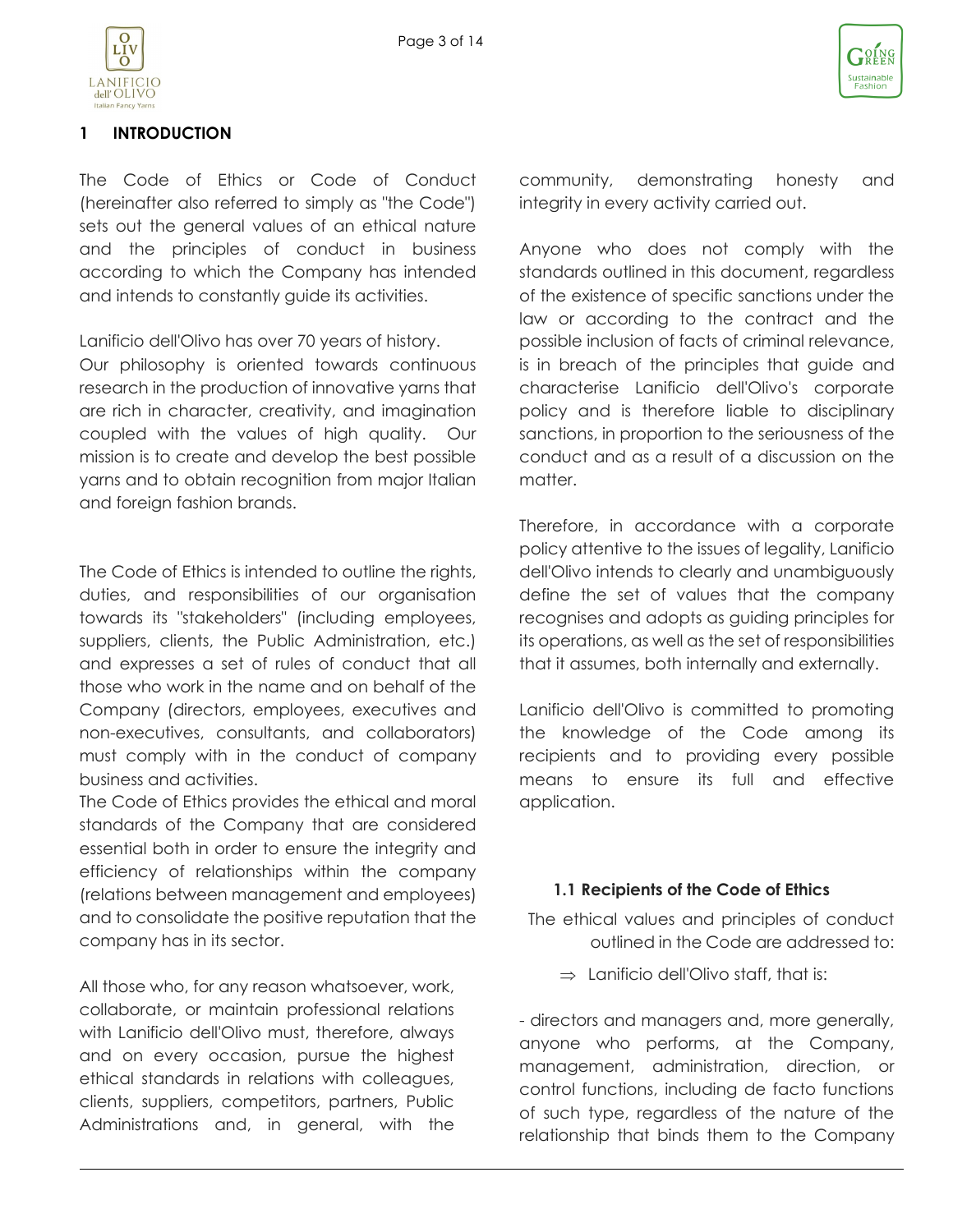# 1 INTRODUCTION

The Code of Ethics or Code of Conduct (hereinafter also referred to simply as "the Code") sets out the general values of an ethical nature and the principles of conduct in business according to which the Company has intended and intends to constantly guide its activities.

Lanificio dell'Olivo has over 70 years of history.
Our philosophy is oriented towards continuous research in the production of innovative yarns that are rich in character, creativity, and imagination coupled with the values of high quality. Our mission is to create and develop the best possible yarns and to obtain recognition from major Italian and foreign fashion brands.

The Code of Ethics is intended to outline the rights, duties, and responsibilities of our organisation towards its "stakeholders" (including employees, suppliers, clients, the Public Administration, etc.) and expresses a set of rules of conduct that all those who work in the name and on behalf of the Company (directors, employees, executives and non-executives, consultants, and collaborators) must comply with in the conduct of company business and activities.
The Code of Ethics provides the ethical and moral standards of the Company that are considered essential both in order to ensure the integrity and efficiency of relationships within the company (relations between management and employees) and to consolidate the positive reputation that the company has in its sector.

All those who, for any reason whatsoever, work, collaborate, or maintain professional relations with Lanificio dell'Olivo must, therefore, always and on every occasion, pursue the highest ethical standards in relations with colleagues, clients, suppliers, competitors, partners, Public Administrations and, in general, with the community, demonstrating honesty and integrity in every activity carried out.

Anyone who does not comply with the standards outlined in this document, regardless of the existence of specific sanctions under the law or according to the contract and the possible inclusion of facts of criminal relevance, is in breach of the principles that guide and characterise Lanificio dell'Olivo's corporate policy and is therefore liable to disciplinary sanctions, in proportion to the seriousness of the conduct and as a result of a discussion on the matter.

Therefore, in accordance with a corporate policy attentive to the issues of legality, Lanificio dell'Olivo intends to clearly and unambiguously define the set of values that the company recognises and adopts as guiding principles for its operations, as well as the set of responsibilities that it assumes, both internally and externally.

Lanificio dell'Olivo is committed to promoting the knowledge of the Code among its recipients and to providing every possible means to ensure its full and effective application.

## 1.1 Recipients of the Code of Ethics

The ethical values and principles of conduct outlined in the Code are addressed to:

⇒ Lanificio dell'Olivo staff, that is:

- directors and managers and, more generally, anyone who performs, at the Company, management, administration, direction, or control functions, including de facto functions of such type, regardless of the nature of the relationship that binds them to the Company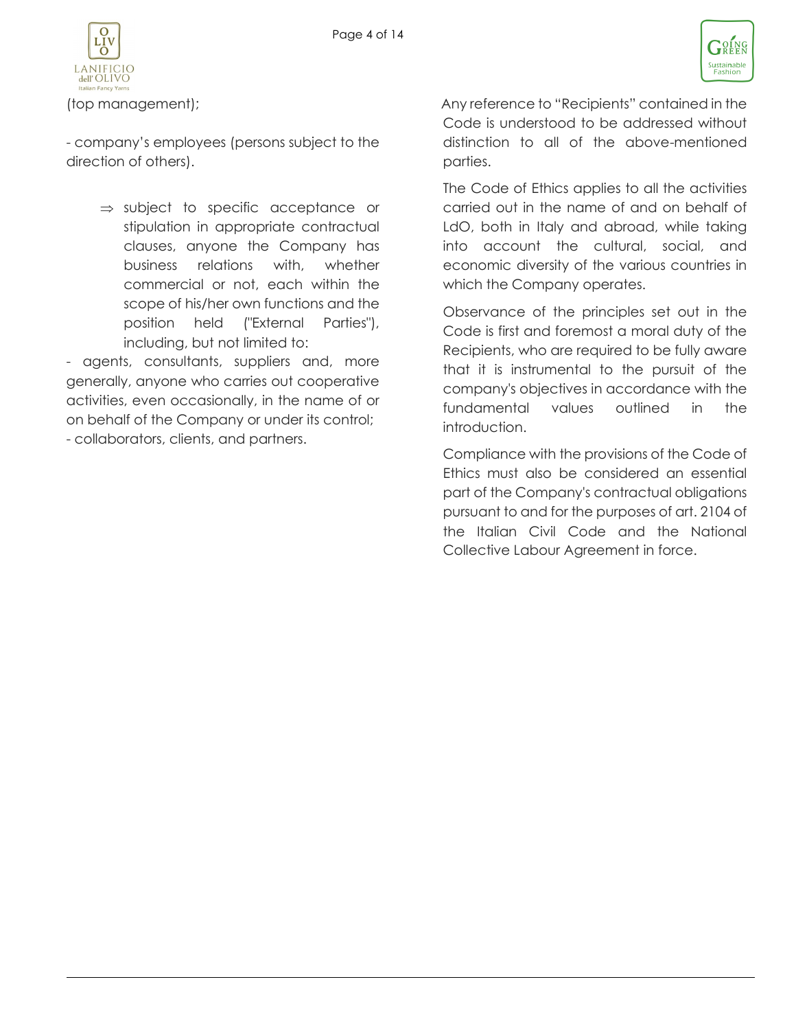(top management);

- company's employees (persons subject to the direction of others).

⇒ subject to specific acceptance or stipulation in appropriate contractual clauses, anyone the Company has business relations with, whether commercial or not, each within the scope of his/her own functions and the position held ("External Parties"), including, but not limited to:

- agents, consultants, suppliers and, more generally, anyone who carries out cooperative activities, even occasionally, in the name of or on behalf of the Company or under its control;
- collaborators, clients, and partners.

Any reference to "Recipients" contained in the Code is understood to be addressed without distinction to all of the above-mentioned parties.

The Code of Ethics applies to all the activities carried out in the name of and on behalf of LdO, both in Italy and abroad, while taking into account the cultural, social, and economic diversity of the various countries in which the Company operates.

Observance of the principles set out in the Code is first and foremost a moral duty of the Recipients, who are required to be fully aware that it is instrumental to the pursuit of the company's objectives in accordance with the fundamental values outlined in the introduction.

Compliance with the provisions of the Code of Ethics must also be considered an essential part of the Company's contractual obligations pursuant to and for the purposes of art. 2104 of the Italian Civil Code and the National Collective Labour Agreement in force.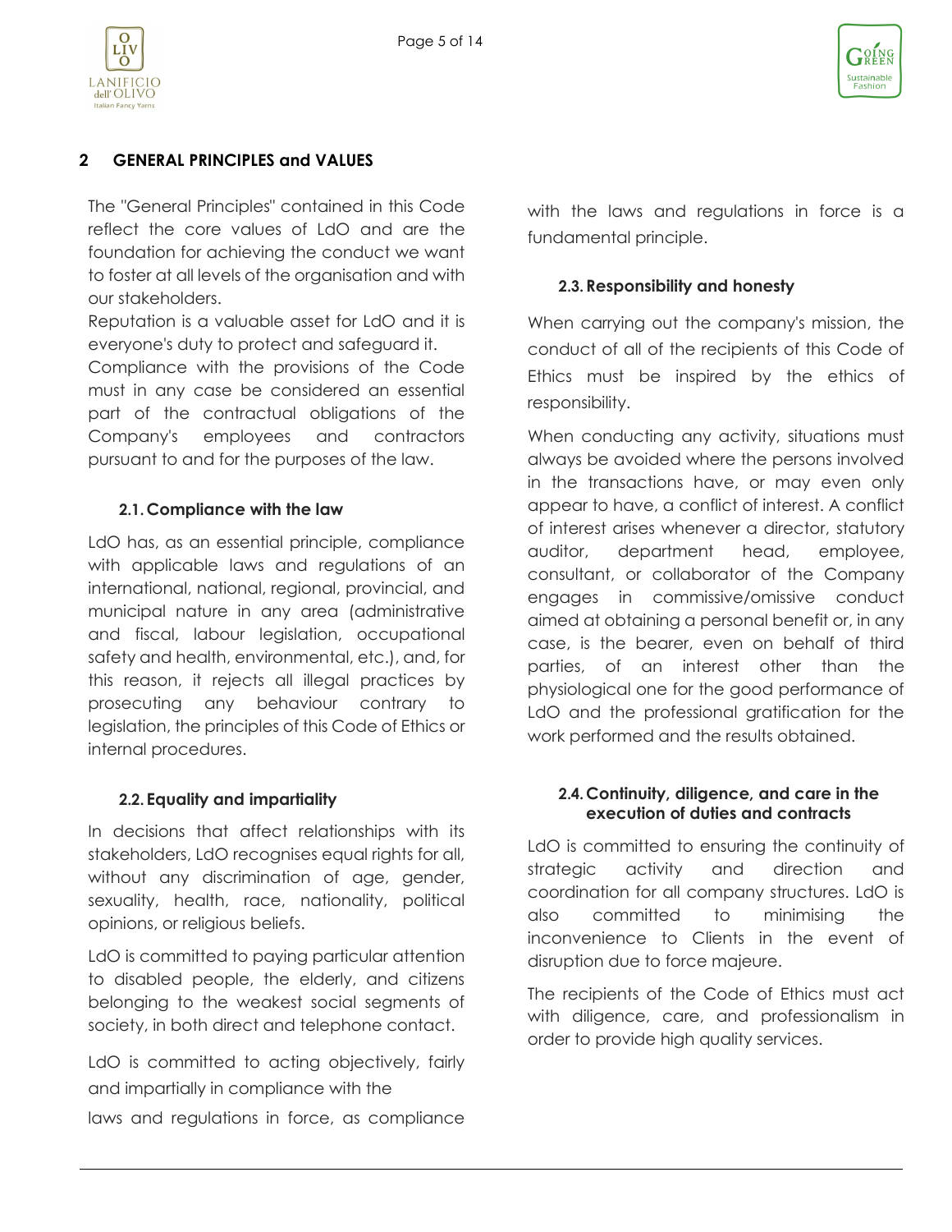## 2 GENERAL PRINCIPLES and VALUES

The "General Principles" contained in this Code reflect the core values of LdO and are the foundation for achieving the conduct we want to foster at all levels of the organisation and with our stakeholders.

Reputation is a valuable asset for LdO and it is everyone's duty to protect and safeguard it.

Compliance with the provisions of the Code must in any case be considered an essential part of the contractual obligations of the Company's employees and contractors pursuant to and for the purposes of the law.

### 2.1. Compliance with the law

LdO has, as an essential principle, compliance with applicable laws and regulations of an international, national, regional, provincial, and municipal nature in any area (administrative and fiscal, labour legislation, occupational safety and health, environmental, etc.), and, for this reason, it rejects all illegal practices by prosecuting any behaviour contrary to legislation, the principles of this Code of Ethics or internal procedures.

### 2.2. Equality and impartiality

In decisions that affect relationships with its stakeholders, LdO recognises equal rights for all, without any discrimination of age, gender, sexuality, health, race, nationality, political opinions, or religious beliefs.

LdO is committed to paying particular attention to disabled people, the elderly, and citizens belonging to the weakest social segments of society, in both direct and telephone contact.

LdO is committed to acting objectively, fairly and impartially in compliance with the laws and regulations in force, as compliance with the laws and regulations in force is a fundamental principle.

### 2.3. Responsibility and honesty

When carrying out the company's mission, the conduct of all of the recipients of this Code of Ethics must be inspired by the ethics of responsibility.

When conducting any activity, situations must always be avoided where the persons involved in the transactions have, or may even only appear to have, a conflict of interest. A conflict of interest arises whenever a director, statutory auditor, department head, employee, consultant, or collaborator of the Company engages in commissive/omissive conduct aimed at obtaining a personal benefit or, in any case, is the bearer, even on behalf of third parties, of an interest other than the physiological one for the good performance of LdO and the professional gratification for the work performed and the results obtained.

### 2.4. Continuity, diligence, and care in the execution of duties and contracts

LdO is committed to ensuring the continuity of strategic activity and direction and coordination for all company structures. LdO is also committed to minimising the inconvenience to Clients in the event of disruption due to force majeure.

The recipients of the Code of Ethics must act with diligence, care, and professionalism in order to provide high quality services.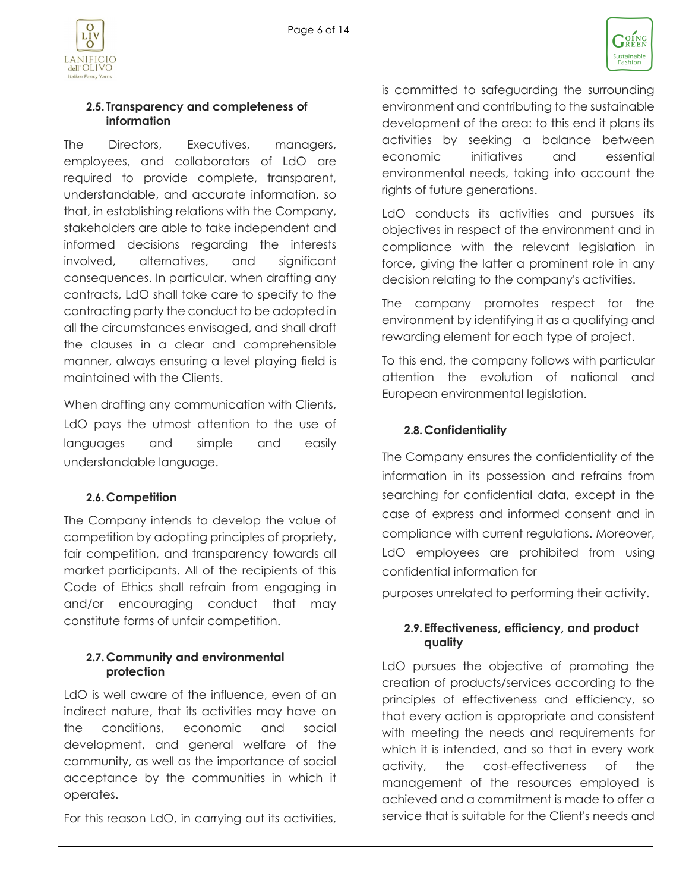### 2.5. Transparency and completeness of information

The Directors, Executives, managers, employees, and collaborators of LdO are required to provide complete, transparent, understandable, and accurate information, so that, in establishing relations with the Company, stakeholders are able to take independent and informed decisions regarding the interests involved, alternatives, and significant consequences. In particular, when drafting any contracts, LdO shall take care to specify to the contracting party the conduct to be adopted in all the circumstances envisaged, and shall draft the clauses in a clear and comprehensible manner, always ensuring a level playing field is maintained with the Clients.

When drafting any communication with Clients, LdO pays the utmost attention to the use of languages and simple and easily understandable language.

### 2.6. Competition

The Company intends to develop the value of competition by adopting principles of propriety, fair competition, and transparency towards all market participants. All of the recipients of this Code of Ethics shall refrain from engaging in and/or encouraging conduct that may constitute forms of unfair competition.

### 2.7. Community and environmental protection

LdO is well aware of the influence, even of an indirect nature, that its activities may have on the conditions, economic and social development, and general welfare of the community, as well as the importance of social acceptance by the communities in which it operates.

For this reason LdO, in carrying out its activities, is committed to safeguarding the surrounding environment and contributing to the sustainable development of the area: to this end it plans its activities by seeking a balance between economic initiatives and essential environmental needs, taking into account the rights of future generations.

LdO conducts its activities and pursues its objectives in respect of the environment and in compliance with the relevant legislation in force, giving the latter a prominent role in any decision relating to the company's activities.

The company promotes respect for the environment by identifying it as a qualifying and rewarding element for each type of project.

To this end, the company follows with particular attention the evolution of national and European environmental legislation.

### 2.8. Confidentiality

The Company ensures the confidentiality of the information in its possession and refrains from searching for confidential data, except in the case of express and informed consent and in compliance with current regulations. Moreover, LdO employees are prohibited from using confidential information for purposes unrelated to performing their activity.

### 2.9. Effectiveness, efficiency, and product quality

LdO pursues the objective of promoting the creation of products/services according to the principles of effectiveness and efficiency, so that every action is appropriate and consistent with meeting the needs and requirements for which it is intended, and so that in every work activity, the cost-effectiveness of the management of the resources employed is achieved and a commitment is made to offer a service that is suitable for the Client's needs and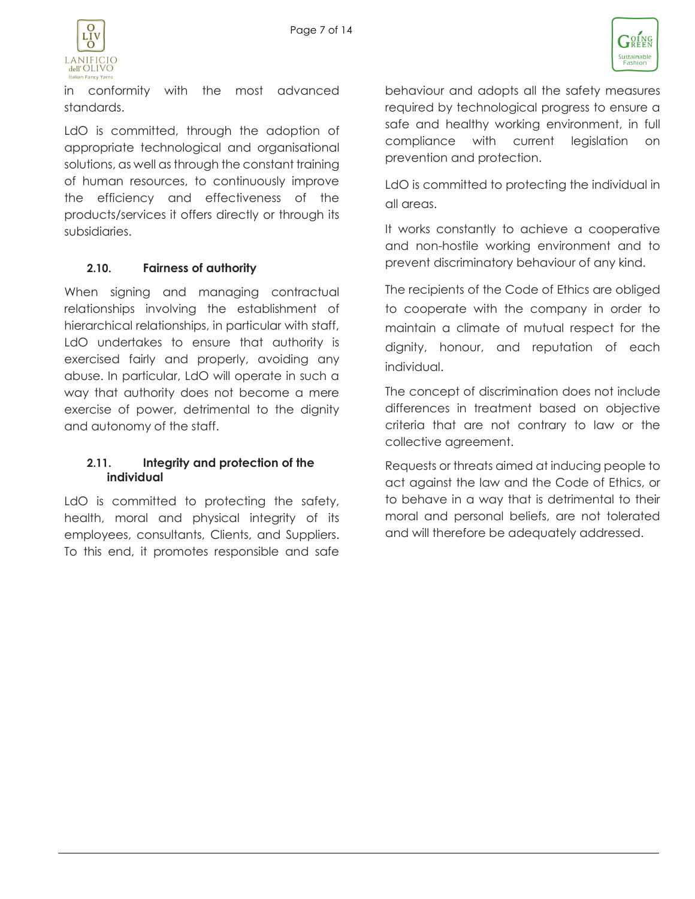in conformity with the most advanced standards.

LdO is committed, through the adoption of appropriate technological and organisational solutions, as well as through the constant training of human resources, to continuously improve the efficiency and effectiveness of the products/services it offers directly or through its subsidiaries.

### 2.10. Fairness of authority

When signing and managing contractual relationships involving the establishment of hierarchical relationships, in particular with staff, LdO undertakes to ensure that authority is exercised fairly and properly, avoiding any abuse. In particular, LdO will operate in such a way that authority does not become a mere exercise of power, detrimental to the dignity and autonomy of the staff.

### 2.11. Integrity and protection of the individual

LdO is committed to protecting the safety, health, moral and physical integrity of its employees, consultants, Clients, and Suppliers. To this end, it promotes responsible and safe behaviour and adopts all the safety measures required by technological progress to ensure a safe and healthy working environment, in full compliance with current legislation on prevention and protection.

LdO is committed to protecting the individual in all areas.

It works constantly to achieve a cooperative and non-hostile working environment and to prevent discriminatory behaviour of any kind.

The recipients of the Code of Ethics are obliged to cooperate with the company in order to maintain a climate of mutual respect for the dignity, honour, and reputation of each individual.

The concept of discrimination does not include differences in treatment based on objective criteria that are not contrary to law or the collective agreement.

Requests or threats aimed at inducing people to act against the law and the Code of Ethics, or to behave in a way that is detrimental to their moral and personal beliefs, are not tolerated and will therefore be adequately addressed.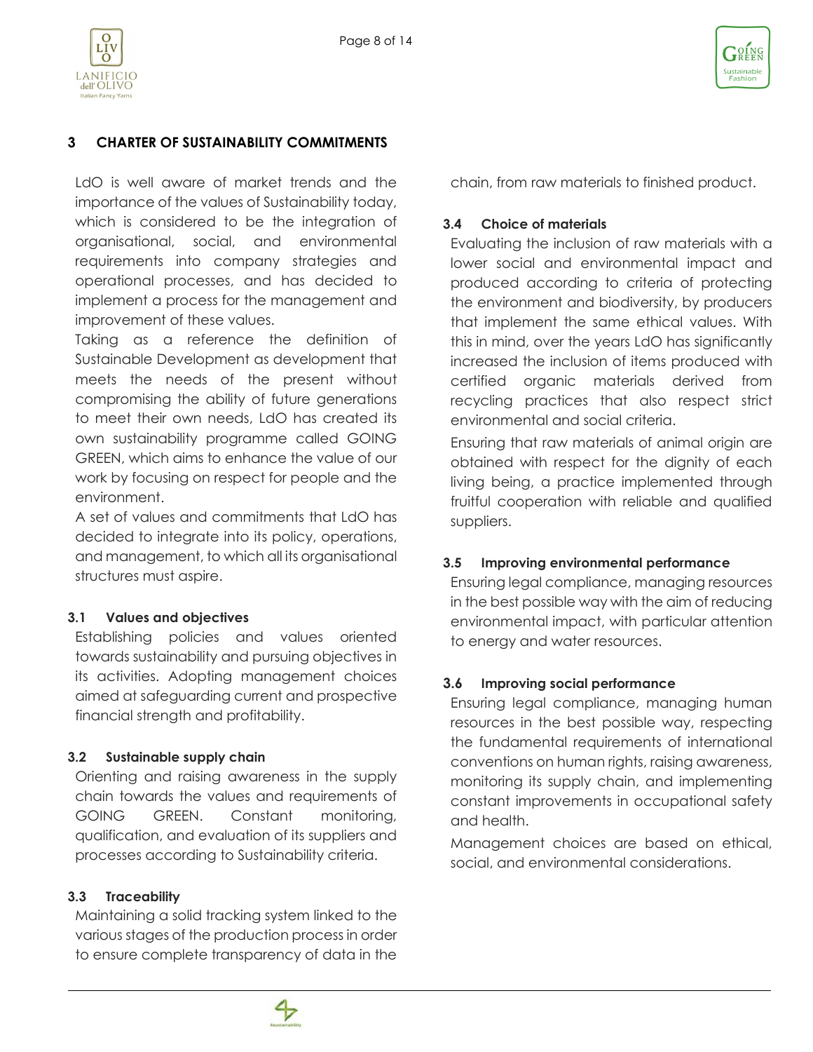## 3 CHARTER OF SUSTAINABILITY COMMITMENTS

LdO is well aware of market trends and the importance of the values of Sustainability today, which is considered to be the integration of organisational, social, and environmental requirements into company strategies and operational processes, and has decided to implement a process for the management and improvement of these values.

Taking as a reference the definition of Sustainable Development as development that meets the needs of the present without compromising the ability of future generations to meet their own needs, LdO has created its own sustainability programme called GOING GREEN, which aims to enhance the value of our work by focusing on respect for people and the environment.

A set of values and commitments that LdO has decided to integrate into its policy, operations, and management, to which all its organisational structures must aspire.

### 3.1 Values and objectives

Establishing policies and values oriented towards sustainability and pursuing objectives in its activities. Adopting management choices aimed at safeguarding current and prospective financial strength and profitability.

### 3.2 Sustainable supply chain

Orienting and raising awareness in the supply chain towards the values and requirements of GOING GREEN. Constant monitoring, qualification, and evaluation of its suppliers and processes according to Sustainability criteria.

### 3.3 Traceability

Maintaining a solid tracking system linked to the various stages of the production process in order to ensure complete transparency of data in the chain, from raw materials to finished product.

### 3.4 Choice of materials

Evaluating the inclusion of raw materials with a lower social and environmental impact and produced according to criteria of protecting the environment and biodiversity, by producers that implement the same ethical values. With this in mind, over the years LdO has significantly increased the inclusion of items produced with certified organic materials derived from recycling practices that also respect strict environmental and social criteria.

Ensuring that raw materials of animal origin are obtained with respect for the dignity of each living being, a practice implemented through fruitful cooperation with reliable and qualified suppliers.

### 3.5 Improving environmental performance

Ensuring legal compliance, managing resources in the best possible way with the aim of reducing environmental impact, with particular attention to energy and water resources.

### 3.6 Improving social performance

Ensuring legal compliance, managing human resources in the best possible way, respecting the fundamental requirements of international conventions on human rights, raising awareness, monitoring its supply chain, and implementing constant improvements in occupational safety and health.

Management choices are based on ethical, social, and environmental considerations.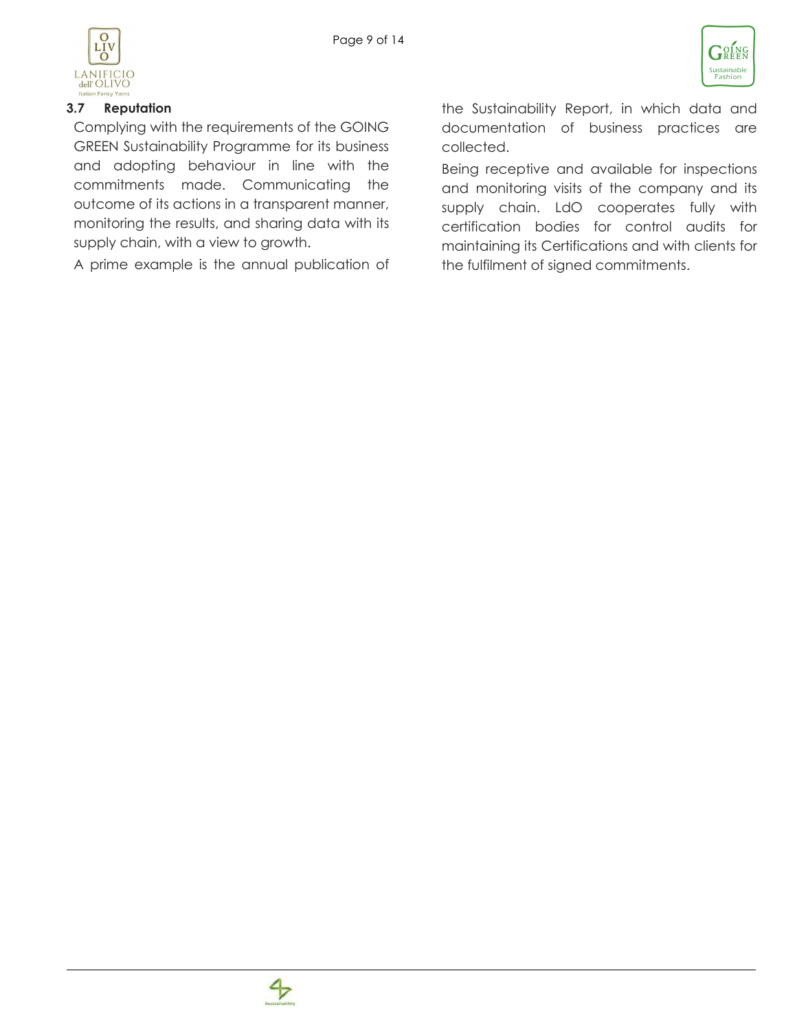### 3.7 Reputation

Complying with the requirements of the GOING GREEN Sustainability Programme for its business and adopting behaviour in line with the commitments made. Communicating the outcome of its actions in a transparent manner, monitoring the results, and sharing data with its supply chain, with a view to growth.

A prime example is the annual publication of the Sustainability Report, in which data and documentation of business practices are collected.

Being receptive and available for inspections and monitoring visits of the company and its supply chain. LdO cooperates fully with certification bodies for control audits for maintaining its Certifications and with clients for the fulfilment of signed commitments.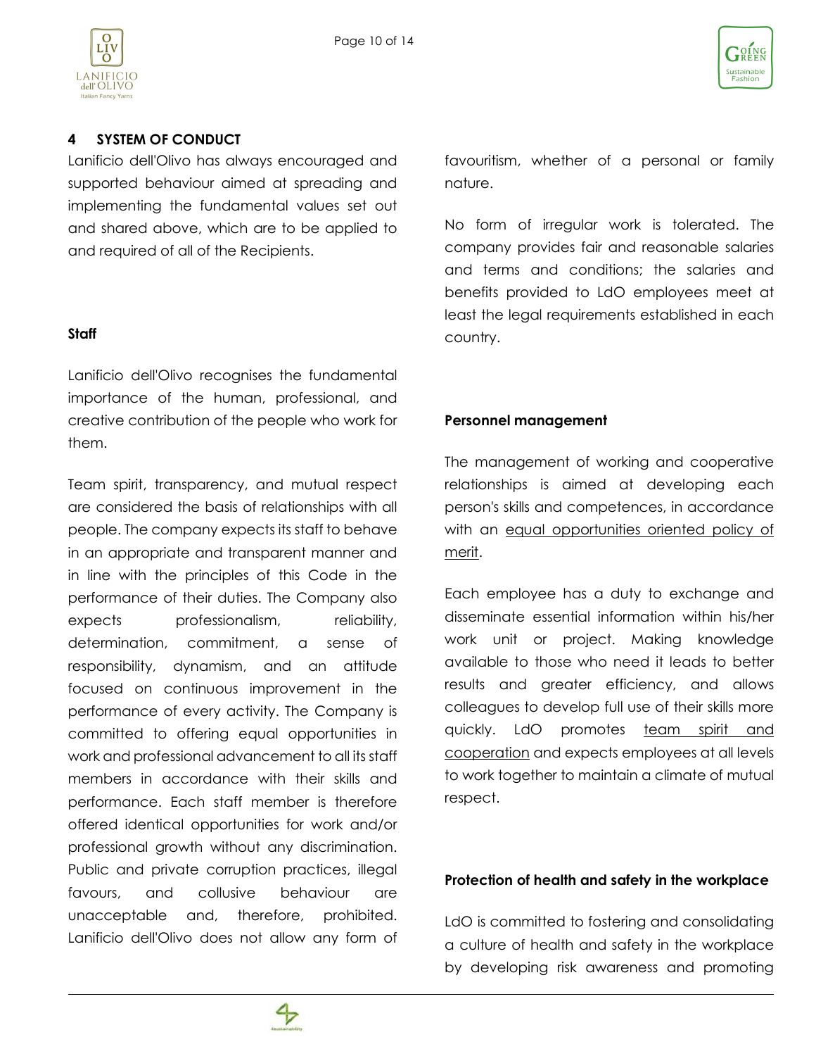## 4 SYSTEM OF CONDUCT

Lanificio dell'Olivo has always encouraged and supported behaviour aimed at spreading and implementing the fundamental values set out and shared above, which are to be applied to and required of all of the Recipients.

### Staff

Lanificio dell'Olivo recognises the fundamental importance of the human, professional, and creative contribution of the people who work for them.

Team spirit, transparency, and mutual respect are considered the basis of relationships with all people. The company expects its staff to behave in an appropriate and transparent manner and in line with the principles of this Code in the performance of their duties. The Company also expects professionalism, reliability, determination, commitment, a sense of responsibility, dynamism, and an attitude focused on continuous improvement in the performance of every activity. The Company is committed to offering equal opportunities in work and professional advancement to all its staff members in accordance with their skills and performance. Each staff member is therefore offered identical opportunities for work and/or professional growth without any discrimination. Public and private corruption practices, illegal favours, and collusive behaviour are unacceptable and, therefore, prohibited. Lanificio dell'Olivo does not allow any form of favouritism, whether of a personal or family nature.

No form of irregular work is tolerated. The company provides fair and reasonable salaries and terms and conditions; the salaries and benefits provided to LdO employees meet at least the legal requirements established in each country.

### Personnel management

The management of working and cooperative relationships is aimed at developing each person's skills and competences, in accordance with an equal opportunities oriented policy of merit.

Each employee has a duty to exchange and disseminate essential information within his/her work unit or project. Making knowledge available to those who need it leads to better results and greater efficiency, and allows colleagues to develop full use of their skills more quickly. LdO promotes team spirit and cooperation and expects employees at all levels to work together to maintain a climate of mutual respect.

### Protection of health and safety in the workplace

LdO is committed to fostering and consolidating a culture of health and safety in the workplace by developing risk awareness and promoting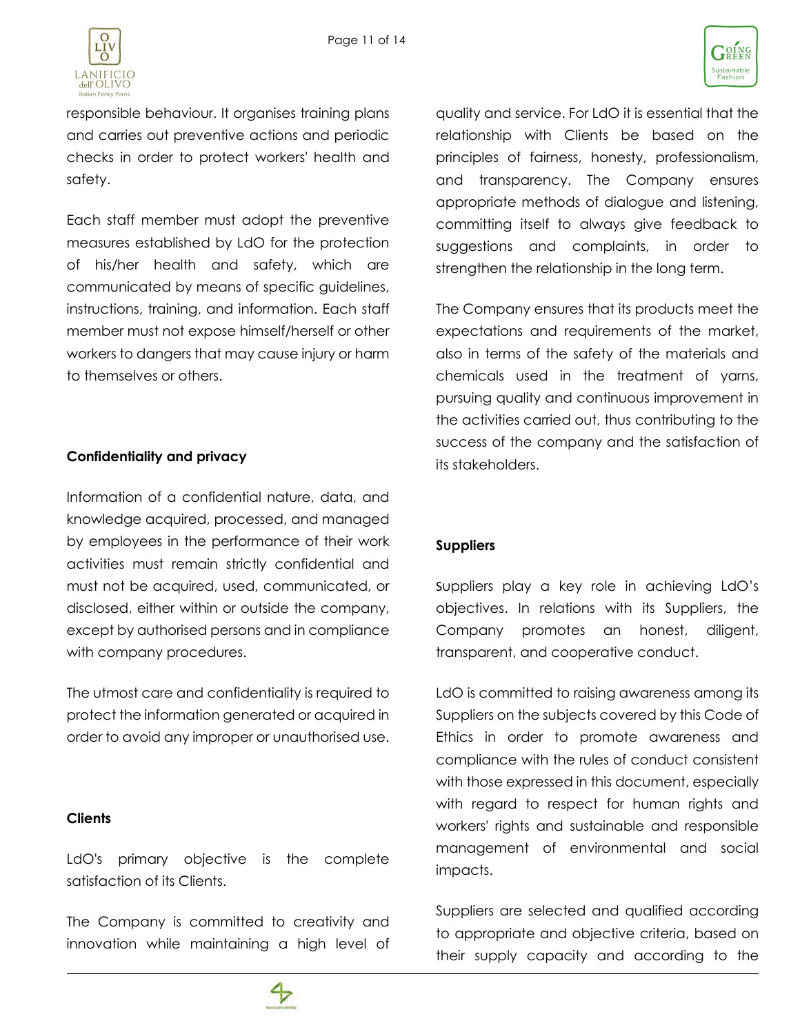responsible behaviour. It organises training plans and carries out preventive actions and periodic checks in order to protect workers' health and safety.

Each staff member must adopt the preventive measures established by LdO for the protection of his/her health and safety, which are communicated by means of specific guidelines, instructions, training, and information. Each staff member must not expose himself/herself or other workers to dangers that may cause injury or harm to themselves or others.

**Confidentiality and privacy**

Information of a confidential nature, data, and knowledge acquired, processed, and managed by employees in the performance of their work activities must remain strictly confidential and must not be acquired, used, communicated, or disclosed, either within or outside the company, except by authorised persons and in compliance with company procedures.

The utmost care and confidentiality is required to protect the information generated or acquired in order to avoid any improper or unauthorised use.

**Clients**

LdO's primary objective is the complete satisfaction of its Clients.

The Company is committed to creativity and innovation while maintaining a high level of quality and service. For LdO it is essential that the relationship with Clients be based on the principles of fairness, honesty, professionalism, and transparency. The Company ensures appropriate methods of dialogue and listening, committing itself to always give feedback to suggestions and complaints, in order to strengthen the relationship in the long term.

The Company ensures that its products meet the expectations and requirements of the market, also in terms of the safety of the materials and chemicals used in the treatment of yarns, pursuing quality and continuous improvement in the activities carried out, thus contributing to the success of the company and the satisfaction of its stakeholders.

**Suppliers**

Suppliers play a key role in achieving LdO's objectives. In relations with its Suppliers, the Company promotes an honest, diligent, transparent, and cooperative conduct.

LdO is committed to raising awareness among its Suppliers on the subjects covered by this Code of Ethics in order to promote awareness and compliance with the rules of conduct consistent with those expressed in this document, especially with regard to respect for human rights and workers' rights and sustainable and responsible management of environmental and social impacts.

Suppliers are selected and qualified according to appropriate and objective criteria, based on their supply capacity and according to the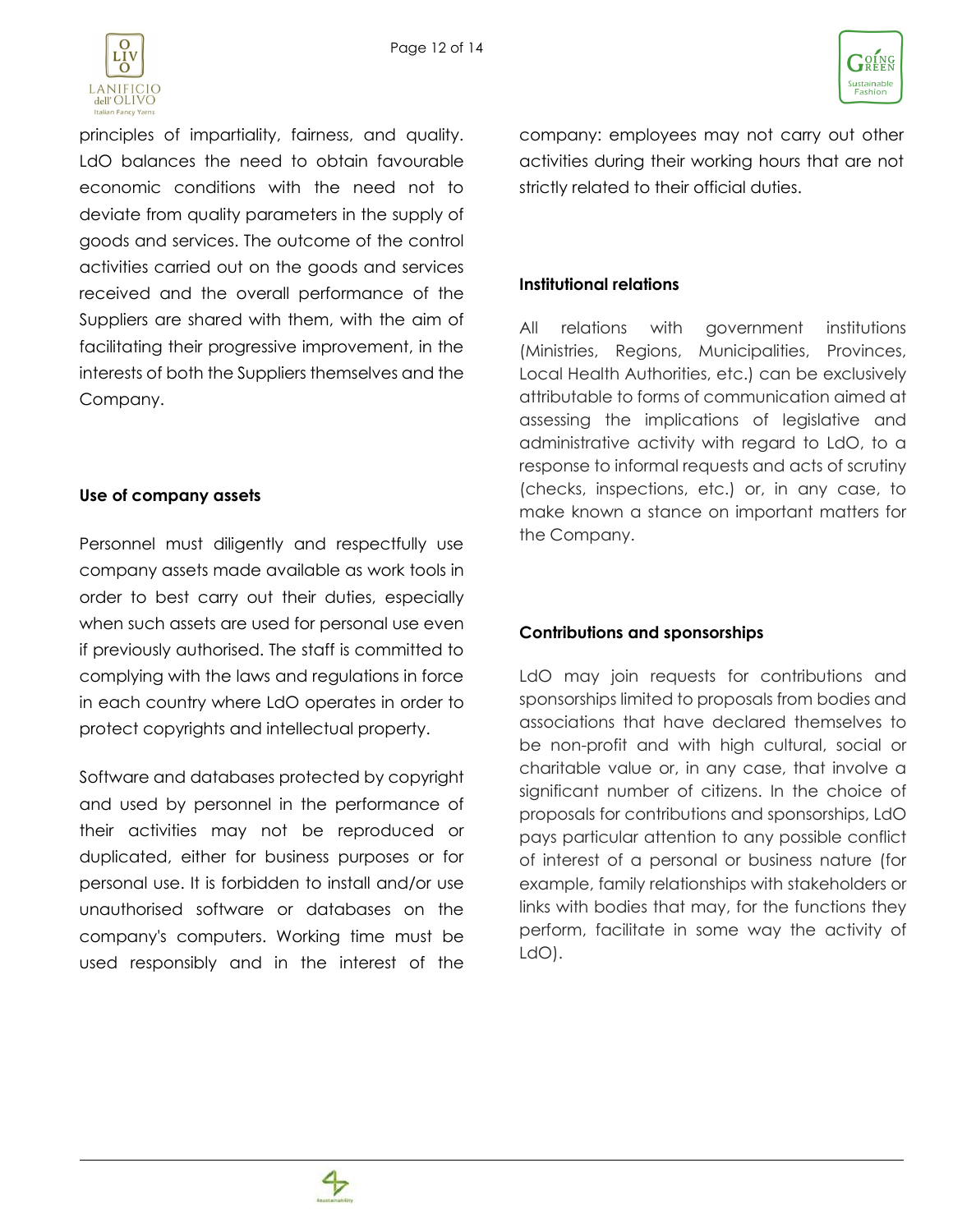principles of impartiality, fairness, and quality. LdO balances the need to obtain favourable economic conditions with the need not to deviate from quality parameters in the supply of goods and services. The outcome of the control activities carried out on the goods and services received and the overall performance of the Suppliers are shared with them, with the aim of facilitating their progressive improvement, in the interests of both the Suppliers themselves and the Company.

**Use of company assets**

Personnel must diligently and respectfully use company assets made available as work tools in order to best carry out their duties, especially when such assets are used for personal use even if previously authorised. The staff is committed to complying with the laws and regulations in force in each country where LdO operates in order to protect copyrights and intellectual property.

Software and databases protected by copyright and used by personnel in the performance of their activities may not be reproduced or duplicated, either for business purposes or for personal use. It is forbidden to install and/or use unauthorised software or databases on the company's computers. Working time must be used responsibly and in the interest of the company: employees may not carry out other activities during their working hours that are not strictly related to their official duties.

**Institutional relations**

All relations with government institutions (Ministries, Regions, Municipalities, Provinces, Local Health Authorities, etc.) can be exclusively attributable to forms of communication aimed at assessing the implications of legislative and administrative activity with regard to LdO, to a response to informal requests and acts of scrutiny (checks, inspections, etc.) or, in any case, to make known a stance on important matters for the Company.

**Contributions and sponsorships**

LdO may join requests for contributions and sponsorships limited to proposals from bodies and associations that have declared themselves to be non-profit and with high cultural, social or charitable value or, in any case, that involve a significant number of citizens. In the choice of proposals for contributions and sponsorships, LdO pays particular attention to any possible conflict of interest of a personal or business nature (for example, family relationships with stakeholders or links with bodies that may, for the functions they perform, facilitate in some way the activity of LdO).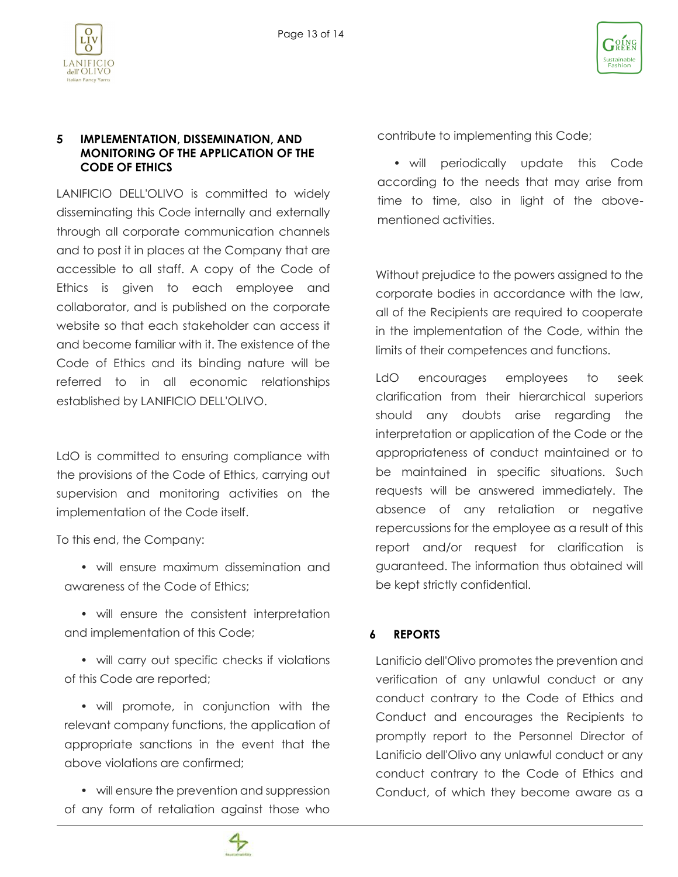## 5 IMPLEMENTATION, DISSEMINATION, AND MONITORING OF THE APPLICATION OF THE CODE OF ETHICS

LANIFICIO DELL'OLIVO is committed to widely disseminating this Code internally and externally through all corporate communication channels and to post it in places at the Company that are accessible to all staff. A copy of the Code of Ethics is given to each employee and collaborator, and is published on the corporate website so that each stakeholder can access it and become familiar with it. The existence of the Code of Ethics and its binding nature will be referred to in all economic relationships established by LANIFICIO DELL'OLIVO.

LdO is committed to ensuring compliance with the provisions of the Code of Ethics, carrying out supervision and monitoring activities on the implementation of the Code itself.

To this end, the Company:

- will ensure maximum dissemination and awareness of the Code of Ethics;
- will ensure the consistent interpretation and implementation of this Code;
- will carry out specific checks if violations of this Code are reported;
- will promote, in conjunction with the relevant company functions, the application of appropriate sanctions in the event that the above violations are confirmed;
- will ensure the prevention and suppression of any form of retaliation against those who contribute to implementing this Code;
- will periodically update this Code according to the needs that may arise from time to time, also in light of the above-mentioned activities.

Without prejudice to the powers assigned to the corporate bodies in accordance with the law, all of the Recipients are required to cooperate in the implementation of the Code, within the limits of their competences and functions.

LdO encourages employees to seek clarification from their hierarchical superiors should any doubts arise regarding the interpretation or application of the Code or the appropriateness of conduct maintained or to be maintained in specific situations. Such requests will be answered immediately. The absence of any retaliation or negative repercussions for the employee as a result of this report and/or request for clarification is guaranteed. The information thus obtained will be kept strictly confidential.

## 6 REPORTS

Lanificio dell'Olivo promotes the prevention and verification of any unlawful conduct or any conduct contrary to the Code of Ethics and Conduct and encourages the Recipients to promptly report to the Personnel Director of Lanificio dell'Olivo any unlawful conduct or any conduct contrary to the Code of Ethics and Conduct, of which they become aware as a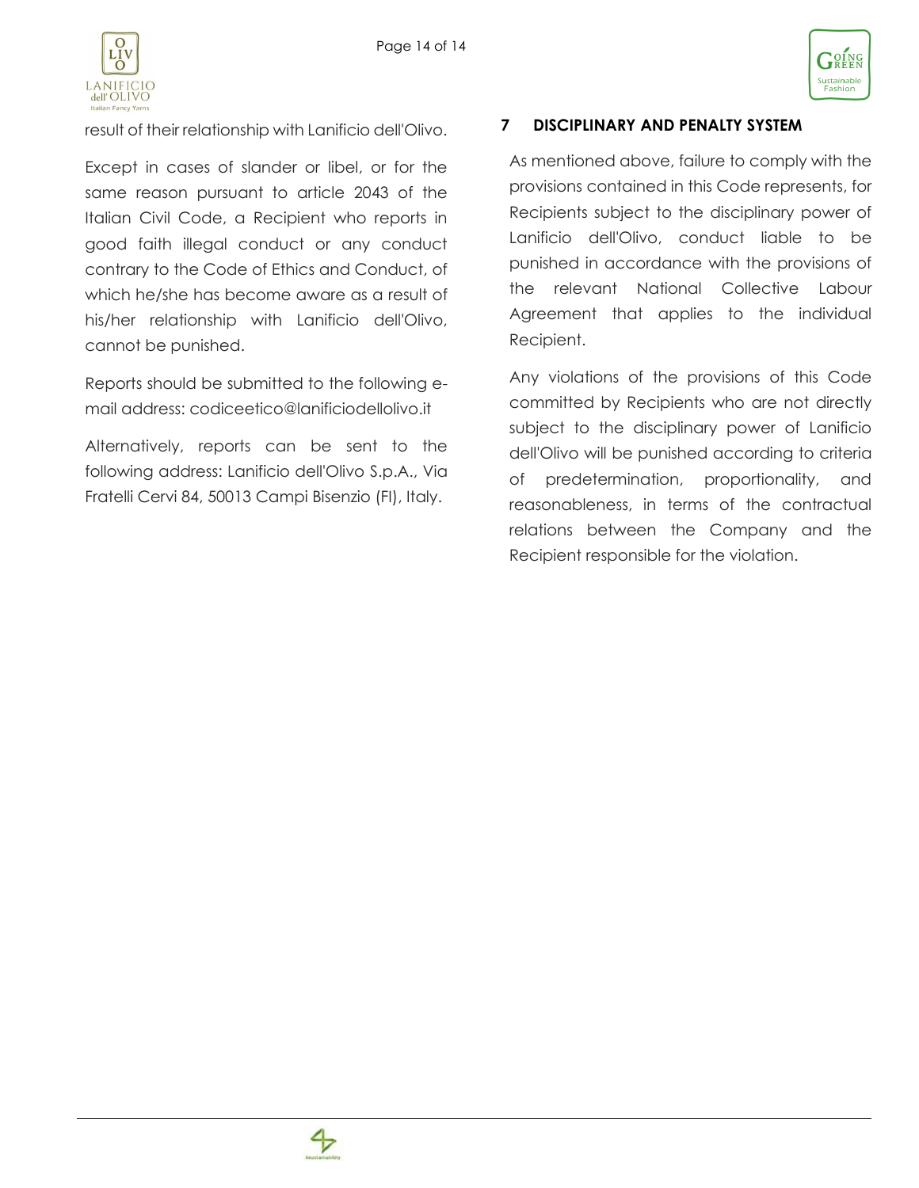result of their relationship with Lanificio dell'Olivo.

Except in cases of slander or libel, or for the same reason pursuant to article 2043 of the Italian Civil Code, a Recipient who reports in good faith illegal conduct or any conduct contrary to the Code of Ethics and Conduct, of which he/she has become aware as a result of his/her relationship with Lanificio dell'Olivo, cannot be punished.

Reports should be submitted to the following e-mail address: codiceetico@lanificiodellolivo.it

Alternatively, reports can be sent to the following address: Lanificio dell'Olivo S.p.A., Via Fratelli Cervi 84, 50013 Campi Bisenzio (FI), Italy.

## 7 DISCIPLINARY AND PENALTY SYSTEM

As mentioned above, failure to comply with the provisions contained in this Code represents, for Recipients subject to the disciplinary power of Lanificio dell'Olivo, conduct liable to be punished in accordance with the provisions of the relevant National Collective Labour Agreement that applies to the individual Recipient.

Any violations of the provisions of this Code committed by Recipients who are not directly subject to the disciplinary power of Lanificio dell'Olivo will be punished according to criteria of predetermination, proportionality, and reasonableness, in terms of the contractual relations between the Company and the Recipient responsible for the violation.